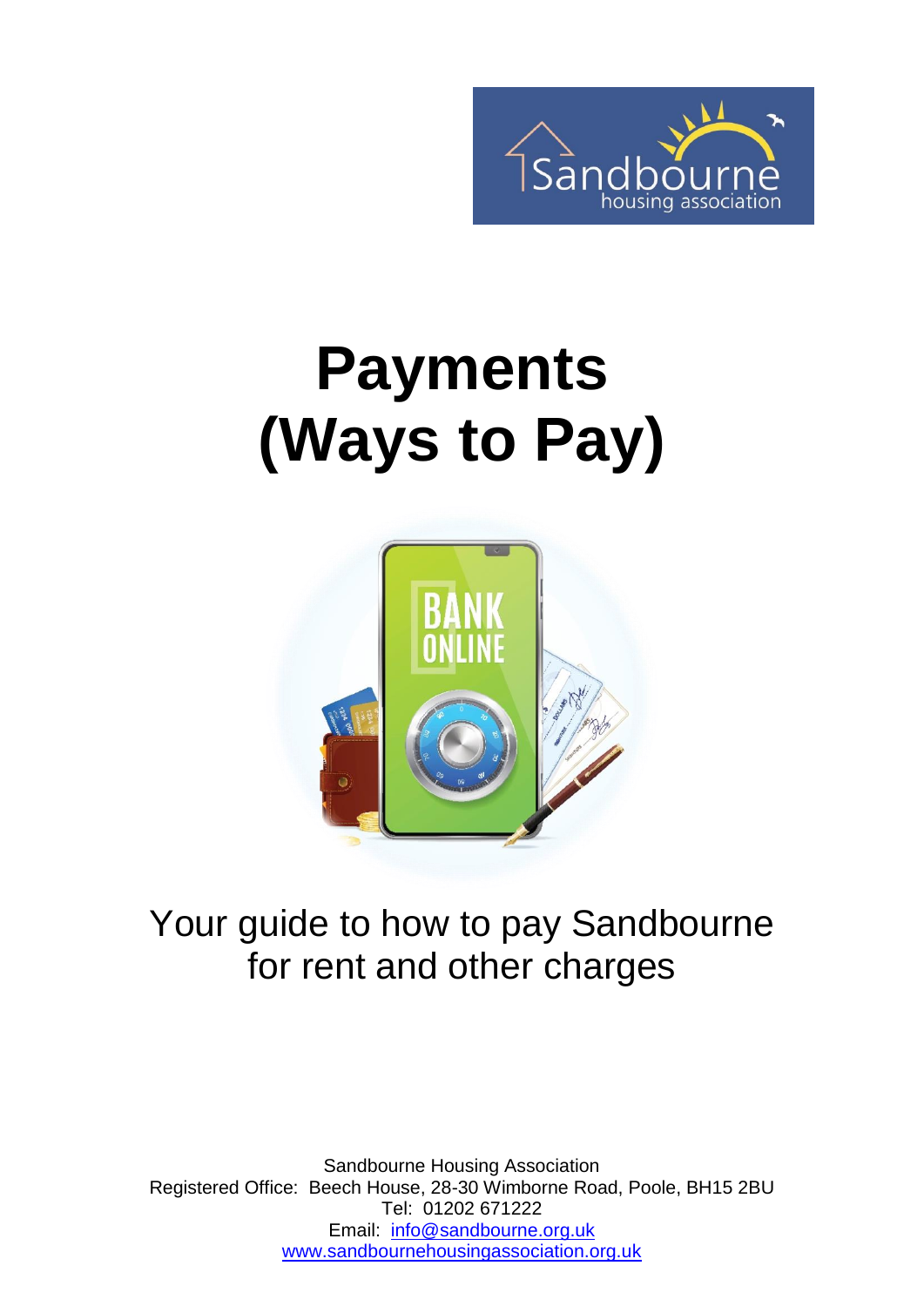# Payments (Ways to Pay)

Your guide to how to pay Sandbourne for rent and other charges

Sandbourne Housing Association
Registered Office: Beech House, 28-30 Wimborne Road, Poole, BH15 2BU
Tel: 01202 671222
Email: info@sandbourne.org.uk
www.sandbournehousingassociation.org.uk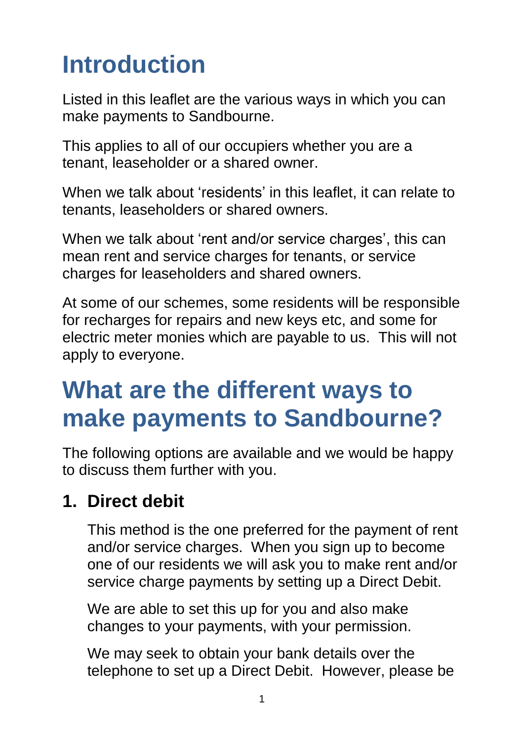# Introduction

Listed in this leaflet are the various ways in which you can make payments to Sandbourne.

This applies to all of our occupiers whether you are a tenant, leaseholder or a shared owner.

When we talk about 'residents' in this leaflet, it can relate to tenants, leaseholders or shared owners.

When we talk about 'rent and/or service charges', this can mean rent and service charges for tenants, or service charges for leaseholders and shared owners.

At some of our schemes, some residents will be responsible for recharges for repairs and new keys etc, and some for electric meter monies which are payable to us. This will not apply to everyone.

# What are the different ways to make payments to Sandbourne?

The following options are available and we would be happy to discuss them further with you.

## 1. Direct debit

This method is the one preferred for the payment of rent and/or service charges. When you sign up to become one of our residents we will ask you to make rent and/or service charge payments by setting up a Direct Debit.

We are able to set this up for you and also make changes to your payments, with your permission.

We may seek to obtain your bank details over the telephone to set up a Direct Debit. However, please be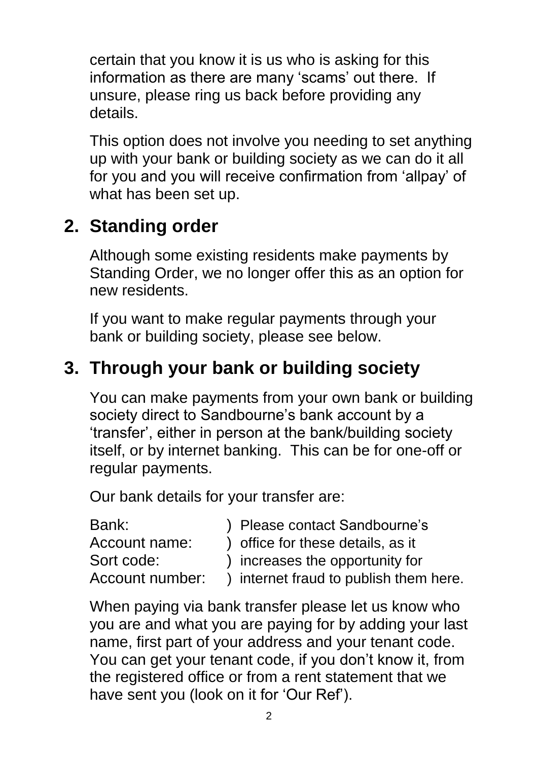certain that you know it is us who is asking for this information as there are many 'scams' out there. If unsure, please ring us back before providing any details.

This option does not involve you needing to set anything up with your bank or building society as we can do it all for you and you will receive confirmation from 'allpay' of what has been set up.

## 2. Standing order

Although some existing residents make payments by Standing Order, we no longer offer this as an option for new residents.

If you want to make regular payments through your bank or building society, please see below.

## 3. Through your bank or building society

You can make payments from your own bank or building society direct to Sandbourne's bank account by a 'transfer', either in person at the bank/building society itself, or by internet banking. This can be for one-off or regular payments.

Our bank details for your transfer are:

| | |
|---|---|
| Bank: | ) Please contact Sandbourne's |
| Account name: | ) office for these details, as it |
| Sort code: | ) increases the opportunity for |
| Account number: | ) internet fraud to publish them here. |

When paying via bank transfer please let us know who you are and what you are paying for by adding your last name, first part of your address and your tenant code. You can get your tenant code, if you don't know it, from the registered office or from a rent statement that we have sent you (look on it for 'Our Ref').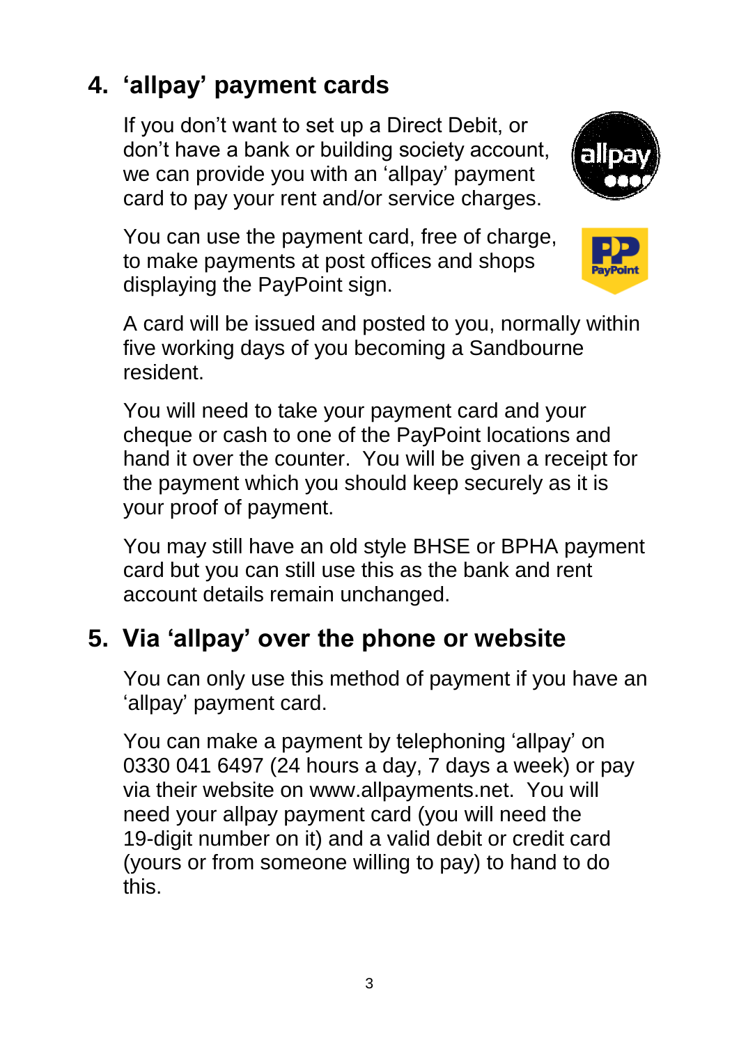## 4. 'allpay' payment cards

If you don't want to set up a Direct Debit, or don't have a bank or building society account, we can provide you with an 'allpay' payment card to pay your rent and/or service charges.

You can use the payment card, free of charge, to make payments at post offices and shops displaying the PayPoint sign.

A card will be issued and posted to you, normally within five working days of you becoming a Sandbourne resident.

You will need to take your payment card and your cheque or cash to one of the PayPoint locations and hand it over the counter. You will be given a receipt for the payment which you should keep securely as it is your proof of payment.

You may still have an old style BHSE or BPHA payment card but you can still use this as the bank and rent account details remain unchanged.

## 5. Via 'allpay' over the phone or website

You can only use this method of payment if you have an 'allpay' payment card.

You can make a payment by telephoning 'allpay' on 0330 041 6497 (24 hours a day, 7 days a week) or pay via their website on www.allpayments.net. You will need your allpay payment card (you will need the 19-digit number on it) and a valid debit or credit card (yours or from someone willing to pay) to hand to do this.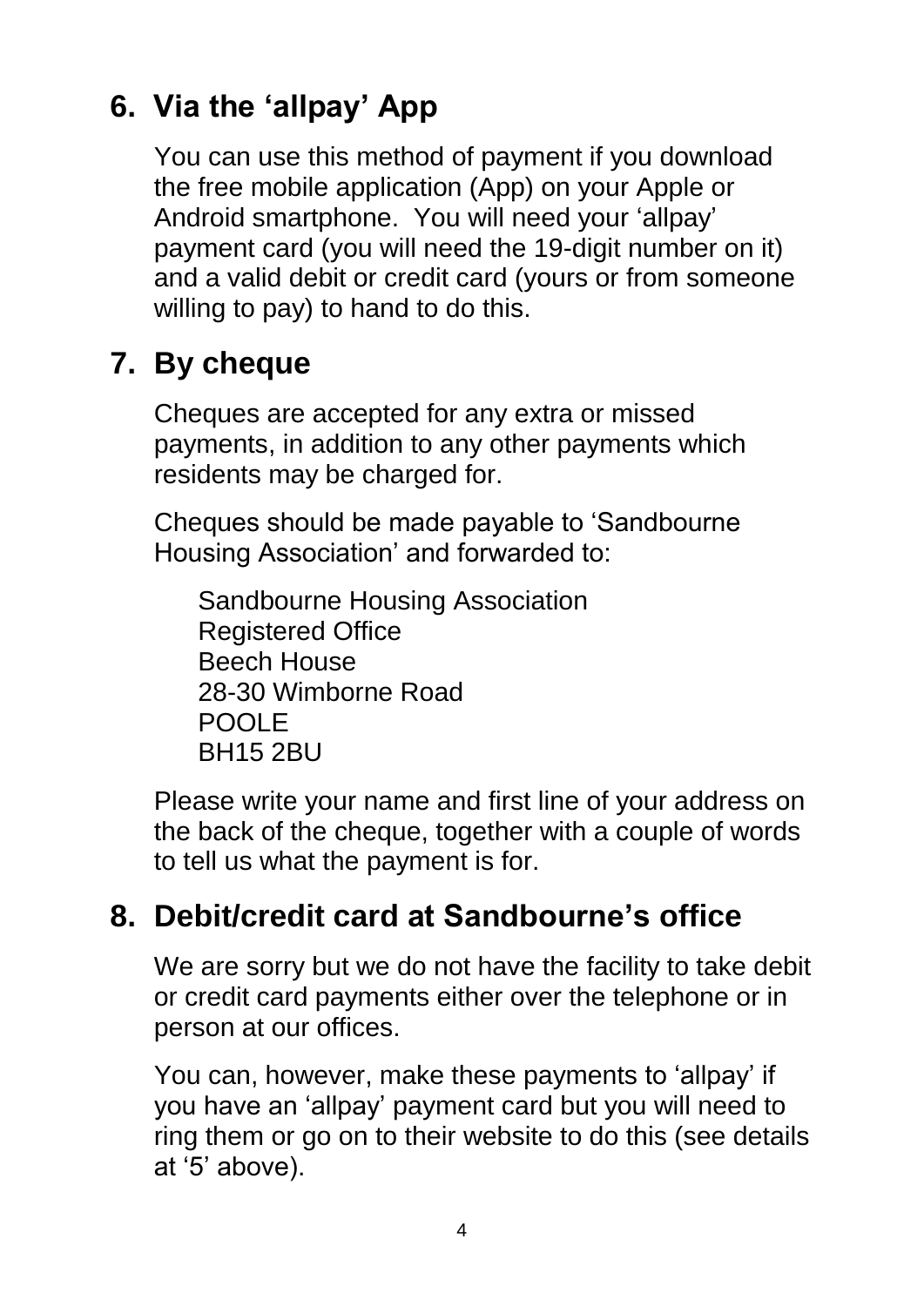## 6. Via the 'allpay' App

You can use this method of payment if you download the free mobile application (App) on your Apple or Android smartphone. You will need your 'allpay' payment card (you will need the 19-digit number on it) and a valid debit or credit card (yours or from someone willing to pay) to hand to do this.

## 7. By cheque

Cheques are accepted for any extra or missed payments, in addition to any other payments which residents may be charged for.

Cheques should be made payable to 'Sandbourne Housing Association' and forwarded to:

Sandbourne Housing Association
Registered Office
Beech House
28-30 Wimborne Road
POOLE
BH15 2BU

Please write your name and first line of your address on the back of the cheque, together with a couple of words to tell us what the payment is for.

## 8. Debit/credit card at Sandbourne's office

We are sorry but we do not have the facility to take debit or credit card payments either over the telephone or in person at our offices.

You can, however, make these payments to 'allpay' if you have an 'allpay' payment card but you will need to ring them or go on to their website to do this (see details at '5' above).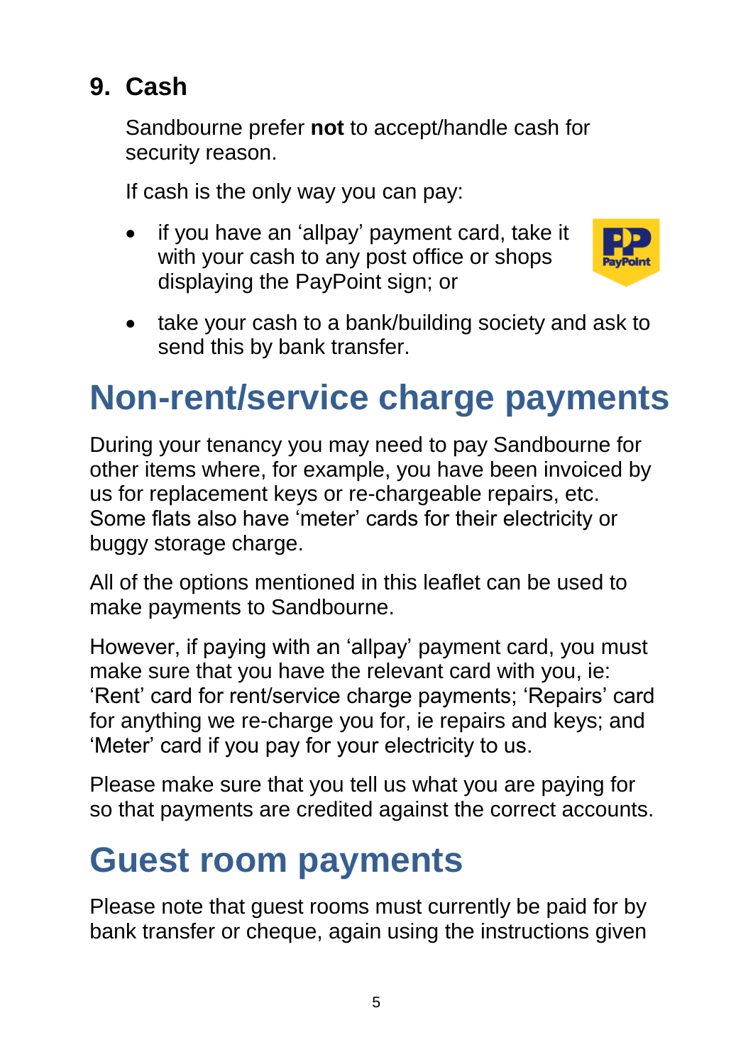## 9. Cash

Sandbourne prefer **not** to accept/handle cash for security reason.

If cash is the only way you can pay:

- if you have an 'allpay' payment card, take it with your cash to any post office or shops displaying the PayPoint sign; or
- take your cash to a bank/building society and ask to send this by bank transfer.

# Non-rent/service charge payments

During your tenancy you may need to pay Sandbourne for other items where, for example, you have been invoiced by us for replacement keys or re-chargeable repairs, etc. Some flats also have 'meter' cards for their electricity or buggy storage charge.

All of the options mentioned in this leaflet can be used to make payments to Sandbourne.

However, if paying with an 'allpay' payment card, you must make sure that you have the relevant card with you, ie: 'Rent' card for rent/service charge payments; 'Repairs' card for anything we re-charge you for, ie repairs and keys; and 'Meter' card if you pay for your electricity to us.

Please make sure that you tell us what you are paying for so that payments are credited against the correct accounts.

# Guest room payments

Please note that guest rooms must currently be paid for by bank transfer or cheque, again using the instructions given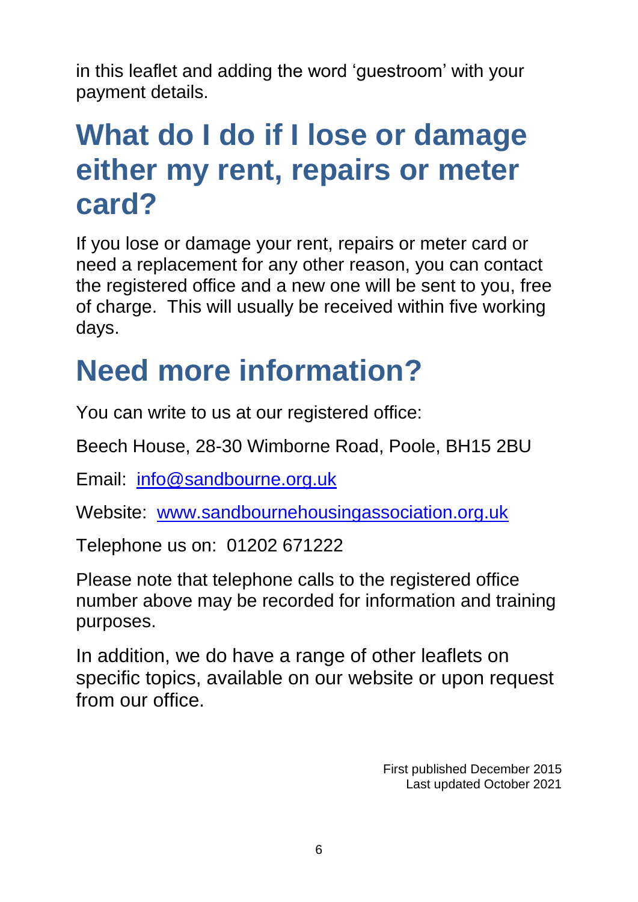in this leaflet and adding the word 'guestroom' with your payment details.

## What do I do if I lose or damage either my rent, repairs or meter card?

If you lose or damage your rent, repairs or meter card or need a replacement for any other reason, you can contact the registered office and a new one will be sent to you, free of charge. This will usually be received within five working days.

## Need more information?

You can write to us at our registered office:

Beech House, 28-30 Wimborne Road, Poole, BH15 2BU

Email: info@sandbourne.org.uk

Website: www.sandbournehousingassociation.org.uk

Telephone us on: 01202 671222

Please note that telephone calls to the registered office number above may be recorded for information and training purposes.

In addition, we do have a range of other leaflets on specific topics, available on our website or upon request from our office.

First published December 2015
Last updated October 2021